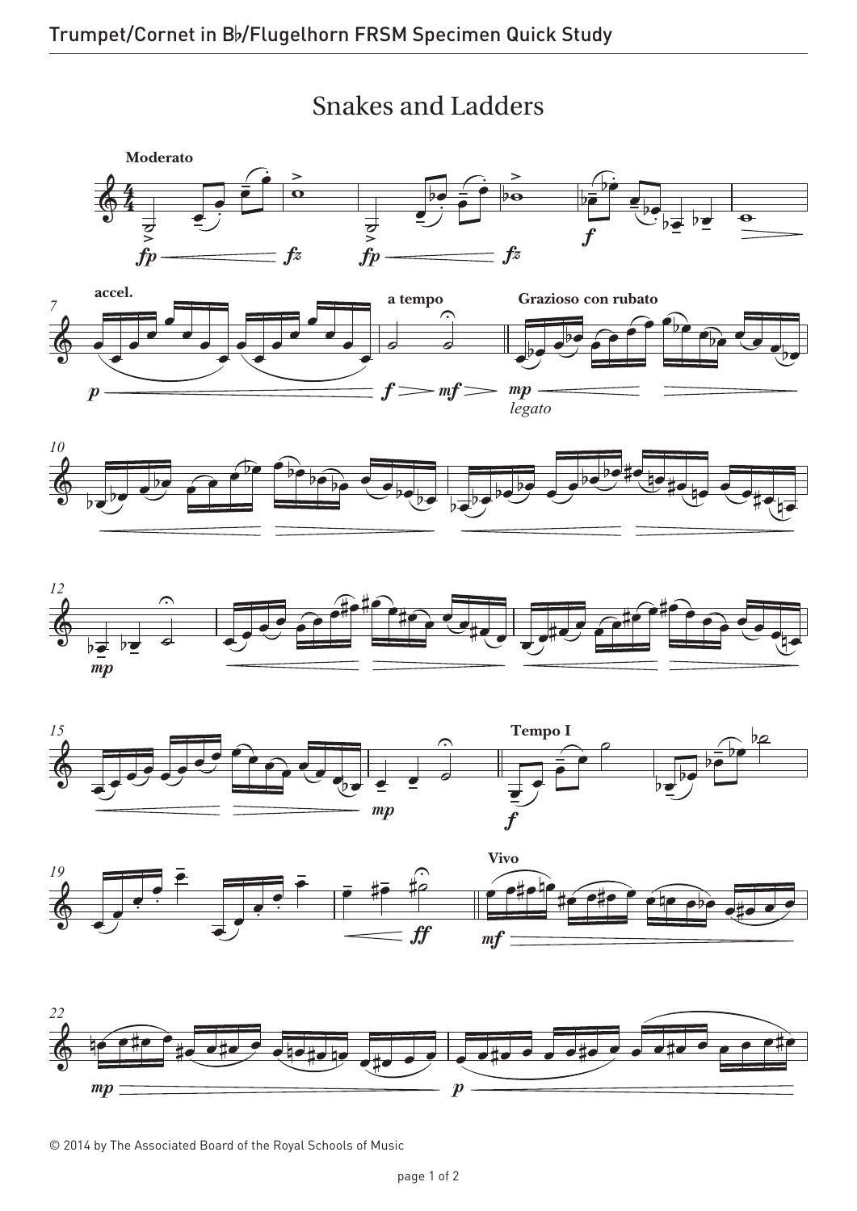# Snakes and Ladders

© 2014 by The Associated Board of the Royal Schools of Music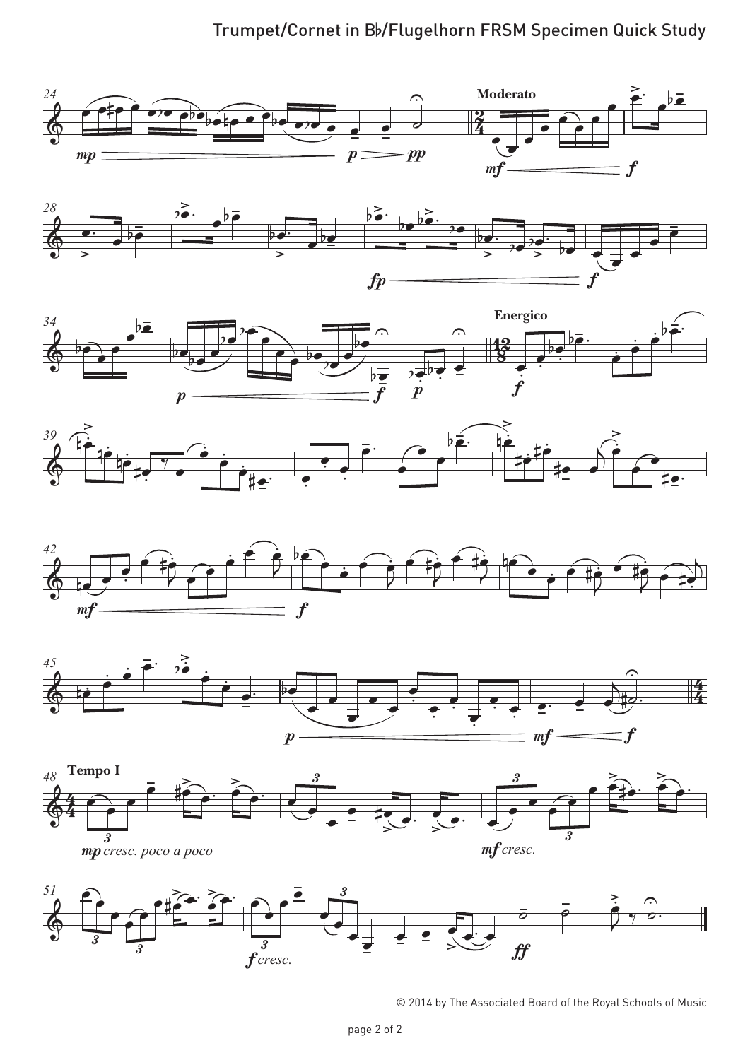Moderato

Energico

Tempo I

*mp cresc. poco a poco*

*mf cresc.*

*f cresc.*

© 2014 by The Associated Board of the Royal Schools of Music